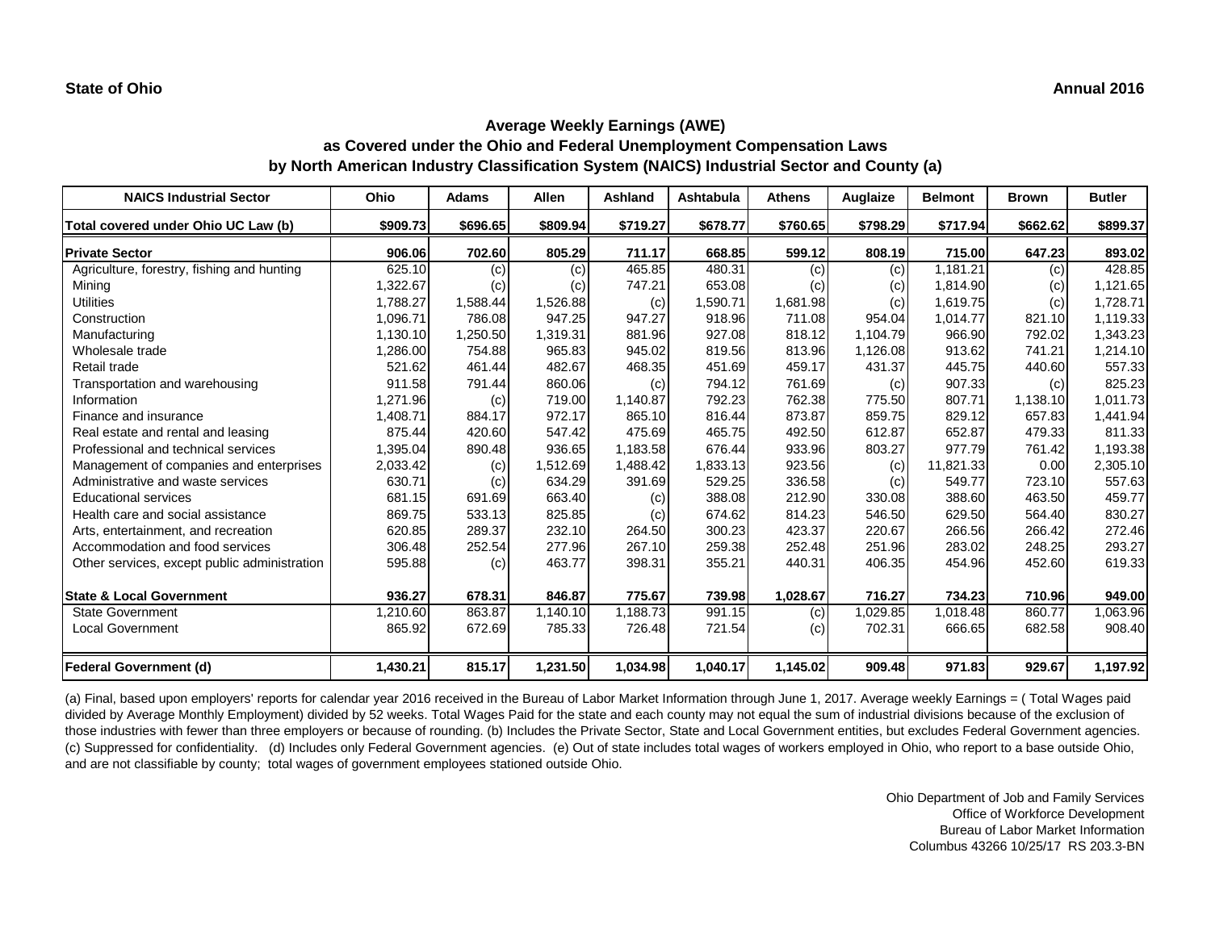**State of Ohio** **Annual 2016**

## Average Weekly Earnings (AWE)
### as Covered under the Ohio and Federal Unemployment Compensation Laws
### by North American Industry Classification System (NAICS) Industrial Sector and County (a)

| NAICS Industrial Sector | Ohio | Adams | Allen | Ashland | Ashtabula | Athens | Auglaize | Belmont | Brown | Butler |
|---|---|---|---|---|---|---|---|---|---|---|
| Total covered under Ohio UC Law (b) | $909.73 | $696.65 | $809.94 | $719.27 | $678.77 | $760.65 | $798.29 | $717.94 | $662.62 | $899.37 |
| **Private Sector** | **906.06** | **702.60** | **805.29** | **711.17** | **668.85** | **599.12** | **808.19** | **715.00** | **647.23** | **893.02** |
| Agriculture, forestry, fishing and hunting | 625.10 | (c) | (c) | 465.85 | 480.31 | (c) | (c) | 1,181.21 | (c) | 428.85 |
| Mining | 1,322.67 | (c) | (c) | 747.21 | 653.08 | (c) | (c) | 1,814.90 | (c) | 1,121.65 |
| Utilities | 1,788.27 | 1,588.44 | 1,526.88 | (c) | 1,590.71 | 1,681.98 | (c) | 1,619.75 | (c) | 1,728.71 |
| Construction | 1,096.71 | 786.08 | 947.25 | 947.27 | 918.96 | 711.08 | 954.04 | 1,014.77 | 821.10 | 1,119.33 |
| Manufacturing | 1,130.10 | 1,250.50 | 1,319.31 | 881.96 | 927.08 | 818.12 | 1,104.79 | 966.90 | 792.02 | 1,343.23 |
| Wholesale trade | 1,286.00 | 754.88 | 965.83 | 945.02 | 819.56 | 813.96 | 1,126.08 | 913.62 | 741.21 | 1,214.10 |
| Retail trade | 521.62 | 461.44 | 482.67 | 468.35 | 451.69 | 459.17 | 431.37 | 445.75 | 440.60 | 557.33 |
| Transportation and warehousing | 911.58 | 791.44 | 860.06 | (c) | 794.12 | 761.69 | (c) | 907.33 | (c) | 825.23 |
| Information | 1,271.96 | (c) | 719.00 | 1,140.87 | 792.23 | 762.38 | 775.50 | 807.71 | 1,138.10 | 1,011.73 |
| Finance and insurance | 1,408.71 | 884.17 | 972.17 | 865.10 | 816.44 | 873.87 | 859.75 | 829.12 | 657.83 | 1,441.94 |
| Real estate and rental and leasing | 875.44 | 420.60 | 547.42 | 475.69 | 465.75 | 492.50 | 612.87 | 652.87 | 479.33 | 811.33 |
| Professional and technical services | 1,395.04 | 890.48 | 936.65 | 1,183.58 | 676.44 | 933.96 | 803.27 | 977.79 | 761.42 | 1,193.38 |
| Management of companies and enterprises | 2,033.42 | (c) | 1,512.69 | 1,488.42 | 1,833.13 | 923.56 | (c) | 11,821.33 | 0.00 | 2,305.10 |
| Administrative and waste services | 630.71 | (c) | 634.29 | 391.69 | 529.25 | 336.58 | (c) | 549.77 | 723.10 | 557.63 |
| Educational services | 681.15 | 691.69 | 663.40 | (c) | 388.08 | 212.90 | 330.08 | 388.60 | 463.50 | 459.77 |
| Health care and social assistance | 869.75 | 533.13 | 825.85 | (c) | 674.62 | 814.23 | 546.50 | 629.50 | 564.40 | 830.27 |
| Arts, entertainment, and recreation | 620.85 | 289.37 | 232.10 | 264.50 | 300.23 | 423.37 | 220.67 | 266.56 | 266.42 | 272.46 |
| Accommodation and food services | 306.48 | 252.54 | 277.96 | 267.10 | 259.38 | 252.48 | 251.96 | 283.02 | 248.25 | 293.27 |
| Other services, except public administration | 595.88 | (c) | 463.77 | 398.31 | 355.21 | 440.31 | 406.35 | 454.96 | 452.60 | 619.33 |
| **State & Local Government** | **936.27** | **678.31** | **846.87** | **775.67** | **739.98** | **1,028.67** | **716.27** | **734.23** | **710.96** | **949.00** |
| State Government | 1,210.60 | 863.87 | 1,140.10 | 1,188.73 | 991.15 | (c) | 1,029.85 | 1,018.48 | 860.77 | 1,063.96 |
| Local Government | 865.92 | 672.69 | 785.33 | 726.48 | 721.54 | (c) | 702.31 | 666.65 | 682.58 | 908.40 |
| **Federal Government (d)** | **1,430.21** | **815.17** | **1,231.50** | **1,034.98** | **1,040.17** | **1,145.02** | **909.48** | **971.83** | **929.67** | **1,197.92** |

(a) Final, based upon employers' reports for calendar year 2016 received in the Bureau of Labor Market Information through June 1, 2017. Average weekly Earnings = ( Total Wages paid divided by Average Monthly Employment) divided by 52 weeks. Total Wages Paid for the state and each county may not equal the sum of industrial divisions because of the exclusion of those industries with fewer than three employers or because of rounding. (b) Includes the Private Sector, State and Local Government entities, but excludes Federal Government agencies. (c) Suppressed for confidentiality. (d) Includes only Federal Government agencies. (e) Out of state includes total wages of workers employed in Ohio, who report to a base outside Ohio, and are not classifiable by county; total wages of government employees stationed outside Ohio.

Ohio Department of Job and Family Services
Office of Workforce Development
Bureau of Labor Market Information
Columbus 43266 10/25/17 RS 203.3-BN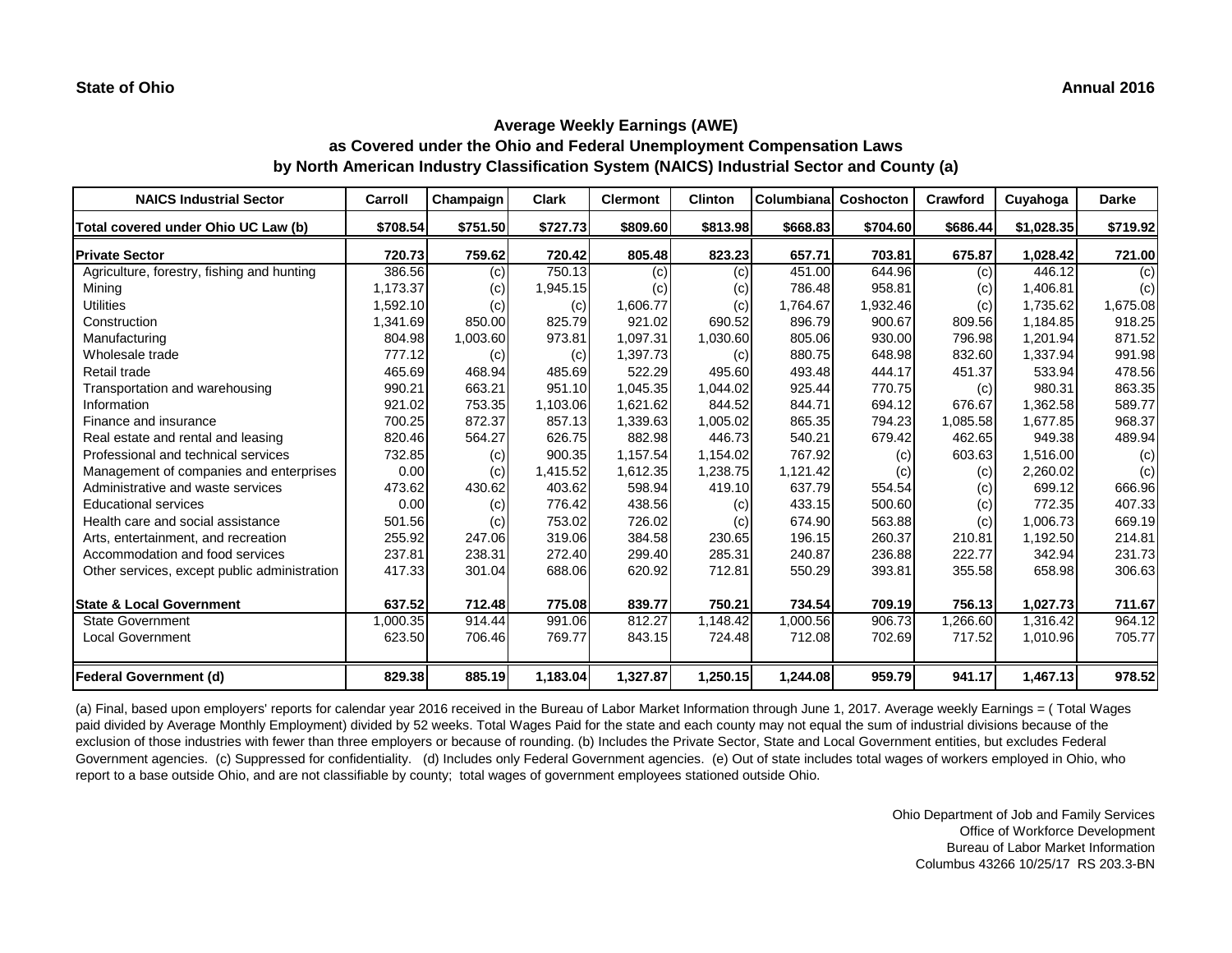**State of Ohio** **Annual 2016**

## Average Weekly Earnings (AWE)
## as Covered under the Ohio and Federal Unemployment Compensation Laws
## by North American Industry Classification System (NAICS) Industrial Sector and County (a)

| NAICS Industrial Sector | Carroll | Champaign | Clark | Clermont | Clinton | Columbiana | Coshocton | Crawford | Cuyahoga | Darke |
|---|---|---|---|---|---|---|---|---|---|---|
| Total covered under Ohio UC Law (b) | $708.54 | $751.50 | $727.73 | $809.60 | $813.98 | $668.83 | $704.60 | $686.44 | $1,028.35 | $719.92 |
| **Private Sector** | **720.73** | **759.62** | **720.42** | **805.48** | **823.23** | **657.71** | **703.81** | **675.87** | **1,028.42** | **721.00** |
| Agriculture, forestry, fishing and hunting | 386.56 | (c) | 750.13 | (c) | (c) | 451.00 | 644.96 | (c) | 446.12 | (c) |
| Mining | 1,173.37 | (c) | 1,945.15 | (c) | (c) | 786.48 | 958.81 | (c) | 1,406.81 | (c) |
| Utilities | 1,592.10 | (c) | (c) | 1,606.77 | (c) | 1,764.67 | 1,932.46 | (c) | 1,735.62 | 1,675.08 |
| Construction | 1,341.69 | 850.00 | 825.79 | 921.02 | 690.52 | 896.79 | 900.67 | 809.56 | 1,184.85 | 918.25 |
| Manufacturing | 804.98 | 1,003.60 | 973.81 | 1,097.31 | 1,030.60 | 805.06 | 930.00 | 796.98 | 1,201.94 | 871.52 |
| Wholesale trade | 777.12 | (c) | (c) | 1,397.73 | (c) | 880.75 | 648.98 | 832.60 | 1,337.94 | 991.98 |
| Retail trade | 465.69 | 468.94 | 485.69 | 522.29 | 495.60 | 493.48 | 444.17 | 451.37 | 533.94 | 478.56 |
| Transportation and warehousing | 990.21 | 663.21 | 951.10 | 1,045.35 | 1,044.02 | 925.44 | 770.75 | (c) | 980.31 | 863.35 |
| Information | 921.02 | 753.35 | 1,103.06 | 1,621.62 | 844.52 | 844.71 | 694.12 | 676.67 | 1,362.58 | 589.77 |
| Finance and insurance | 700.25 | 872.37 | 857.13 | 1,339.63 | 1,005.02 | 865.35 | 794.23 | 1,085.58 | 1,677.85 | 968.37 |
| Real estate and rental and leasing | 820.46 | 564.27 | 626.75 | 882.98 | 446.73 | 540.21 | 679.42 | 462.65 | 949.38 | 489.94 |
| Professional and technical services | 732.85 | (c) | 900.35 | 1,157.54 | 1,154.02 | 767.92 | (c) | 603.63 | 1,516.00 | (c) |
| Management of companies and enterprises | 0.00 | (c) | 1,415.52 | 1,612.35 | 1,238.75 | 1,121.42 | (c) | (c) | 2,260.02 | (c) |
| Administrative and waste services | 473.62 | 430.62 | 403.62 | 598.94 | 419.10 | 637.79 | 554.54 | (c) | 699.12 | 666.96 |
| Educational services | 0.00 | (c) | 776.42 | 438.56 | (c) | 433.15 | 500.60 | (c) | 772.35 | 407.33 |
| Health care and social assistance | 501.56 | (c) | 753.02 | 726.02 | (c) | 674.90 | 563.88 | (c) | 1,006.73 | 669.19 |
| Arts, entertainment, and recreation | 255.92 | 247.06 | 319.06 | 384.58 | 230.65 | 196.15 | 260.37 | 210.81 | 1,192.50 | 214.81 |
| Accommodation and food services | 237.81 | 238.31 | 272.40 | 299.40 | 285.31 | 240.87 | 236.88 | 222.77 | 342.94 | 231.73 |
| Other services, except public administration | 417.33 | 301.04 | 688.06 | 620.92 | 712.81 | 550.29 | 393.81 | 355.58 | 658.98 | 306.63 |
| **State & Local Government** | **637.52** | **712.48** | **775.08** | **839.77** | **750.21** | **734.54** | **709.19** | **756.13** | **1,027.73** | **711.67** |
| State Government | 1,000.35 | 914.44 | 991.06 | 812.27 | 1,148.42 | 1,000.56 | 906.73 | 1,266.60 | 1,316.42 | 964.12 |
| Local Government | 623.50 | 706.46 | 769.77 | 843.15 | 724.48 | 712.08 | 702.69 | 717.52 | 1,010.96 | 705.77 |
| **Federal Government (d)** | **829.38** | **885.19** | **1,183.04** | **1,327.87** | **1,250.15** | **1,244.08** | **959.79** | **941.17** | **1,467.13** | **978.52** |

(a) Final, based upon employers' reports for calendar year 2016 received in the Bureau of Labor Market Information through June 1, 2017. Average weekly Earnings = ( Total Wages paid divided by Average Monthly Employment) divided by 52 weeks. Total Wages Paid for the state and each county may not equal the sum of industrial divisions because of the exclusion of those industries with fewer than three employers or because of rounding. (b) Includes the Private Sector, State and Local Government entities, but excludes Federal Government agencies. (c) Suppressed for confidentiality. (d) Includes only Federal Government agencies. (e) Out of state includes total wages of workers employed in Ohio, who report to a base outside Ohio, and are not classifiable by county; total wages of government employees stationed outside Ohio.

Ohio Department of Job and Family Services
Office of Workforce Development
Bureau of Labor Market Information
Columbus 43266 10/25/17 RS 203.3-BN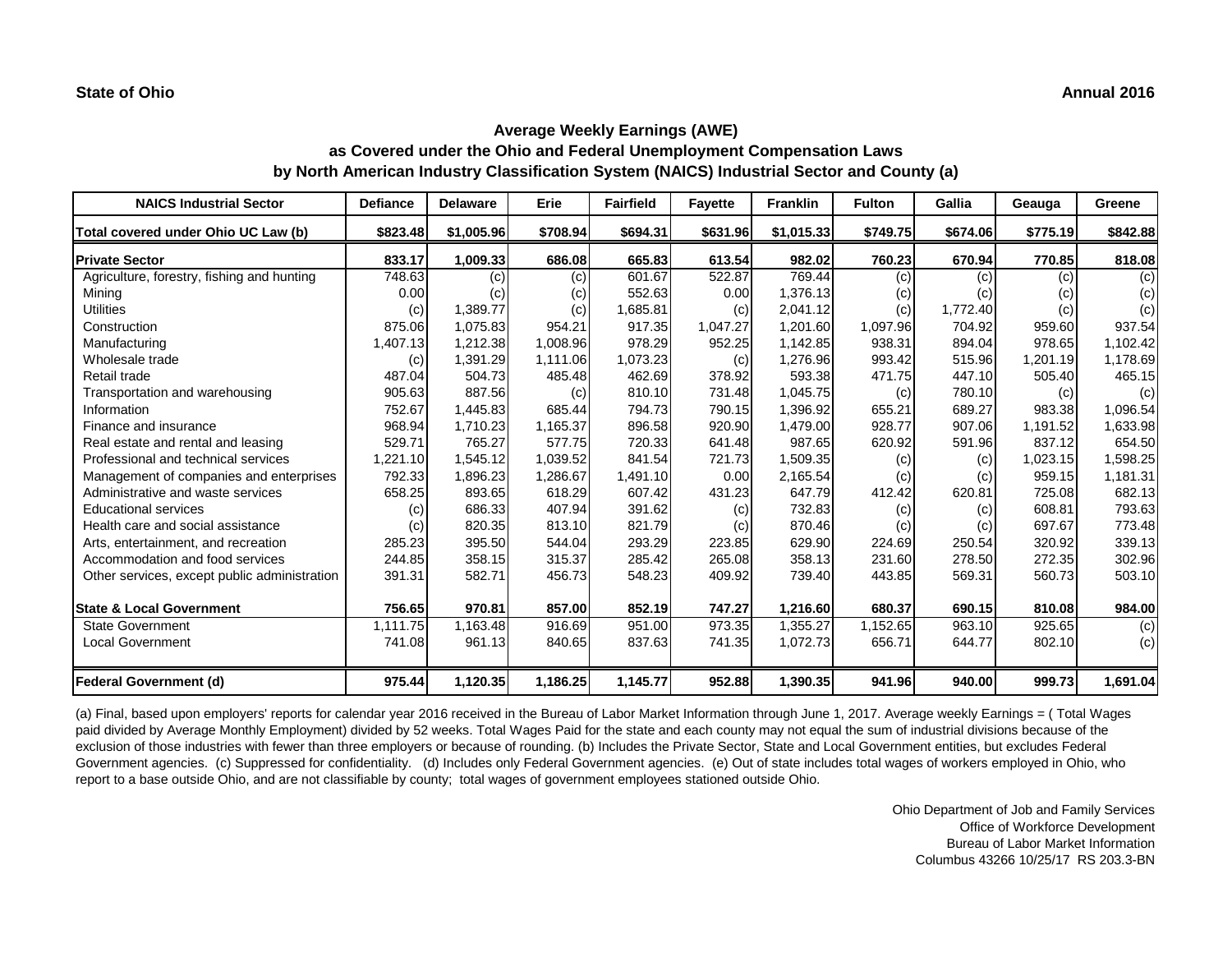**State of Ohio** **Annual 2016**

## Average Weekly Earnings (AWE)
## as Covered under the Ohio and Federal Unemployment Compensation Laws
## by North American Industry Classification System (NAICS) Industrial Sector and County (a)

| NAICS Industrial Sector | Defiance | Delaware | Erie | Fairfield | Fayette | Franklin | Fulton | Gallia | Geauga | Greene |
|---|---|---|---|---|---|---|---|---|---|---|
| **Total covered under Ohio UC Law (b)** | **$823.48** | **$1,005.96** | **$708.94** | **$694.31** | **$631.96** | **$1,015.33** | **$749.75** | **$674.06** | **$775.19** | **$842.88** |
| **Private Sector** | **833.17** | **1,009.33** | **686.08** | **665.83** | **613.54** | **982.02** | **760.23** | **670.94** | **770.85** | **818.08** |
| Agriculture, forestry, fishing and hunting | 748.63 | (c) | (c) | 601.67 | 522.87 | 769.44 | (c) | (c) | (c) | (c) |
| Mining | 0.00 | (c) | (c) | 552.63 | 0.00 | 1,376.13 | (c) | (c) | (c) | (c) |
| Utilities | (c) | 1,389.77 | (c) | 1,685.81 | (c) | 2,041.12 | (c) | 1,772.40 | (c) | (c) |
| Construction | 875.06 | 1,075.83 | 954.21 | 917.35 | 1,047.27 | 1,201.60 | 1,097.96 | 704.92 | 959.60 | 937.54 |
| Manufacturing | 1,407.13 | 1,212.38 | 1,008.96 | 978.29 | 952.25 | 1,142.85 | 938.31 | 894.04 | 978.65 | 1,102.42 |
| Wholesale trade | (c) | 1,391.29 | 1,111.06 | 1,073.23 | (c) | 1,276.96 | 993.42 | 515.96 | 1,201.19 | 1,178.69 |
| Retail trade | 487.04 | 504.73 | 485.48 | 462.69 | 378.92 | 593.38 | 471.75 | 447.10 | 505.40 | 465.15 |
| Transportation and warehousing | 905.63 | 887.56 | (c) | 810.10 | 731.48 | 1,045.75 | (c) | 780.10 | (c) | (c) |
| Information | 752.67 | 1,445.83 | 685.44 | 794.73 | 790.15 | 1,396.92 | 655.21 | 689.27 | 983.38 | 1,096.54 |
| Finance and insurance | 968.94 | 1,710.23 | 1,165.37 | 896.58 | 920.90 | 1,479.00 | 928.77 | 907.06 | 1,191.52 | 1,633.98 |
| Real estate and rental and leasing | 529.71 | 765.27 | 577.75 | 720.33 | 641.48 | 987.65 | 620.92 | 591.96 | 837.12 | 654.50 |
| Professional and technical services | 1,221.10 | 1,545.12 | 1,039.52 | 841.54 | 721.73 | 1,509.35 | (c) | (c) | 1,023.15 | 1,598.25 |
| Management of companies and enterprises | 792.33 | 1,896.23 | 1,286.67 | 1,491.10 | 0.00 | 2,165.54 | (c) | (c) | 959.15 | 1,181.31 |
| Administrative and waste services | 658.25 | 893.65 | 618.29 | 607.42 | 431.23 | 647.79 | 412.42 | 620.81 | 725.08 | 682.13 |
| Educational services | (c) | 686.33 | 407.94 | 391.62 | (c) | 732.83 | (c) | (c) | 608.81 | 793.63 |
| Health care and social assistance | (c) | 820.35 | 813.10 | 821.79 | (c) | 870.46 | (c) | (c) | 697.67 | 773.48 |
| Arts, entertainment, and recreation | 285.23 | 395.50 | 544.04 | 293.29 | 223.85 | 629.90 | 224.69 | 250.54 | 320.92 | 339.13 |
| Accommodation and food services | 244.85 | 358.15 | 315.37 | 285.42 | 265.08 | 358.13 | 231.60 | 278.50 | 272.35 | 302.96 |
| Other services, except public administration | 391.31 | 582.71 | 456.73 | 548.23 | 409.92 | 739.40 | 443.85 | 569.31 | 560.73 | 503.10 |
| **State & Local Government** | **756.65** | **970.81** | **857.00** | **852.19** | **747.27** | **1,216.60** | **680.37** | **690.15** | **810.08** | **984.00** |
| State Government | 1,111.75 | 1,163.48 | 916.69 | 951.00 | 973.35 | 1,355.27 | 1,152.65 | 963.10 | 925.65 | (c) |
| Local Government | 741.08 | 961.13 | 840.65 | 837.63 | 741.35 | 1,072.73 | 656.71 | 644.77 | 802.10 | (c) |
| **Federal Government (d)** | **975.44** | **1,120.35** | **1,186.25** | **1,145.77** | **952.88** | **1,390.35** | **941.96** | **940.00** | **999.73** | **1,691.04** |

(a) Final, based upon employers' reports for calendar year 2016 received in the Bureau of Labor Market Information through June 1, 2017. Average weekly Earnings = ( Total Wages paid divided by Average Monthly Employment) divided by 52 weeks. Total Wages Paid for the state and each county may not equal the sum of industrial divisions because of the exclusion of those industries with fewer than three employers or because of rounding. (b) Includes the Private Sector, State and Local Government entities, but excludes Federal Government agencies. (c) Suppressed for confidentiality. (d) Includes only Federal Government agencies. (e) Out of state includes total wages of workers employed in Ohio, who report to a base outside Ohio, and are not classifiable by county; total wages of government employees stationed outside Ohio.

Ohio Department of Job and Family Services
Office of Workforce Development
Bureau of Labor Market Information
Columbus 43266 10/25/17 RS 203.3-BN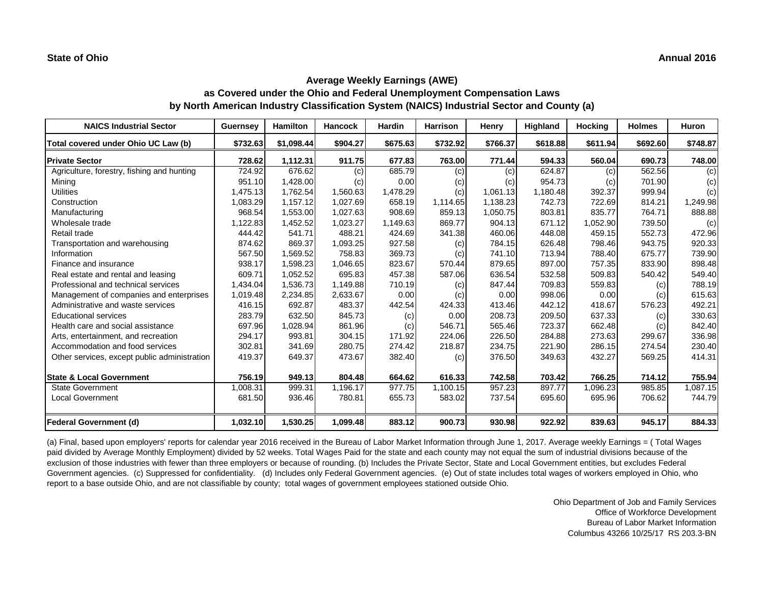**State of Ohio** **Annual 2016**

## Average Weekly Earnings (AWE)
## as Covered under the Ohio and Federal Unemployment Compensation Laws
## by North American Industry Classification System (NAICS) Industrial Sector and County (a)

| NAICS Industrial Sector | Guernsey | Hamilton | Hancock | Hardin | Harrison | Henry | Highland | Hocking | Holmes | Huron |
|---|---|---|---|---|---|---|---|---|---|---|
| **Total covered under Ohio UC Law (b)** | **$732.63** | **$1,098.44** | **$904.27** | **$675.63** | **$732.92** | **$766.37** | **$618.88** | **$611.94** | **$692.60** | **$748.87** |
| **Private Sector** | **728.62** | **1,112.31** | **911.75** | **677.83** | **763.00** | **771.44** | **594.33** | **560.04** | **690.73** | **748.00** |
| Agriculture, forestry, fishing and hunting | 724.92 | 676.62 | (c) | 685.79 | (c) | (c) | 624.87 | (c) | 562.56 | (c) |
| Mining | 951.10 | 1,428.00 | (c) | 0.00 | (c) | (c) | 954.73 | (c) | 701.90 | (c) |
| Utilities | 1,475.13 | 1,762.54 | 1,560.63 | 1,478.29 | (c) | 1,061.13 | 1,180.48 | 392.37 | 999.94 | (c) |
| Construction | 1,083.29 | 1,157.12 | 1,027.69 | 658.19 | 1,114.65 | 1,138.23 | 742.73 | 722.69 | 814.21 | 1,249.98 |
| Manufacturing | 968.54 | 1,553.00 | 1,027.63 | 908.69 | 859.13 | 1,050.75 | 803.81 | 835.77 | 764.71 | 888.88 |
| Wholesale trade | 1,122.83 | 1,452.52 | 1,023.27 | 1,149.63 | 869.77 | 904.13 | 671.12 | 1,052.90 | 739.50 | (c) |
| Retail trade | 444.42 | 541.71 | 488.21 | 424.69 | 341.38 | 460.06 | 448.08 | 459.15 | 552.73 | 472.96 |
| Transportation and warehousing | 874.62 | 869.37 | 1,093.25 | 927.58 | (c) | 784.15 | 626.48 | 798.46 | 943.75 | 920.33 |
| Information | 567.50 | 1,569.52 | 758.83 | 369.73 | (c) | 741.10 | 713.94 | 788.40 | 675.77 | 739.90 |
| Finance and insurance | 938.17 | 1,598.23 | 1,046.65 | 823.67 | 570.44 | 879.65 | 897.00 | 757.35 | 833.90 | 898.48 |
| Real estate and rental and leasing | 609.71 | 1,052.52 | 695.83 | 457.38 | 587.06 | 636.54 | 532.58 | 509.83 | 540.42 | 549.40 |
| Professional and technical services | 1,434.04 | 1,536.73 | 1,149.88 | 710.19 | (c) | 847.44 | 709.83 | 559.83 | (c) | 788.19 |
| Management of companies and enterprises | 1,019.48 | 2,234.85 | 2,633.67 | 0.00 | (c) | 0.00 | 998.06 | 0.00 | (c) | 615.63 |
| Administrative and waste services | 416.15 | 692.87 | 483.37 | 442.54 | 424.33 | 413.46 | 442.12 | 418.67 | 576.23 | 492.21 |
| Educational services | 283.79 | 632.50 | 845.73 | (c) | 0.00 | 208.73 | 209.50 | 637.33 | (c) | 330.63 |
| Health care and social assistance | 697.96 | 1,028.94 | 861.96 | (c) | 546.71 | 565.46 | 723.37 | 662.48 | (c) | 842.40 |
| Arts, entertainment, and recreation | 294.17 | 993.81 | 304.15 | 171.92 | 224.06 | 226.50 | 284.88 | 273.63 | 299.67 | 336.98 |
| Accommodation and food services | 302.81 | 341.69 | 280.75 | 274.42 | 218.87 | 234.75 | 221.90 | 286.15 | 274.54 | 230.40 |
| Other services, except public administration | 419.37 | 649.37 | 473.67 | 382.40 | (c) | 376.50 | 349.63 | 432.27 | 569.25 | 414.31 |
| **State & Local Government** | **756.19** | **949.13** | **804.48** | **664.62** | **616.33** | **742.58** | **703.42** | **766.25** | **714.12** | **755.94** |
| State Government | 1,008.31 | 999.31 | 1,196.17 | 977.75 | 1,100.15 | 957.23 | 897.77 | 1,096.23 | 985.85 | 1,087.15 |
| Local Government | 681.50 | 936.46 | 780.81 | 655.73 | 583.02 | 737.54 | 695.60 | 695.96 | 706.62 | 744.79 |
| **Federal Government (d)** | **1,032.10** | **1,530.25** | **1,099.48** | **883.12** | **900.73** | **930.98** | **922.92** | **839.63** | **945.17** | **884.33** |

(a) Final, based upon employers' reports for calendar year 2016 received in the Bureau of Labor Market Information through June 1, 2017. Average weekly Earnings = ( Total Wages paid divided by Average Monthly Employment) divided by 52 weeks. Total Wages Paid for the state and each county may not equal the sum of industrial divisions because of the exclusion of those industries with fewer than three employers or because of rounding. (b) Includes the Private Sector, State and Local Government entities, but excludes Federal Government agencies. (c) Suppressed for confidentiality. (d) Includes only Federal Government agencies. (e) Out of state includes total wages of workers employed in Ohio, who report to a base outside Ohio, and are not classifiable by county; total wages of government employees stationed outside Ohio.

Ohio Department of Job and Family Services
Office of Workforce Development
Bureau of Labor Market Information
Columbus 43266 10/25/17 RS 203.3-BN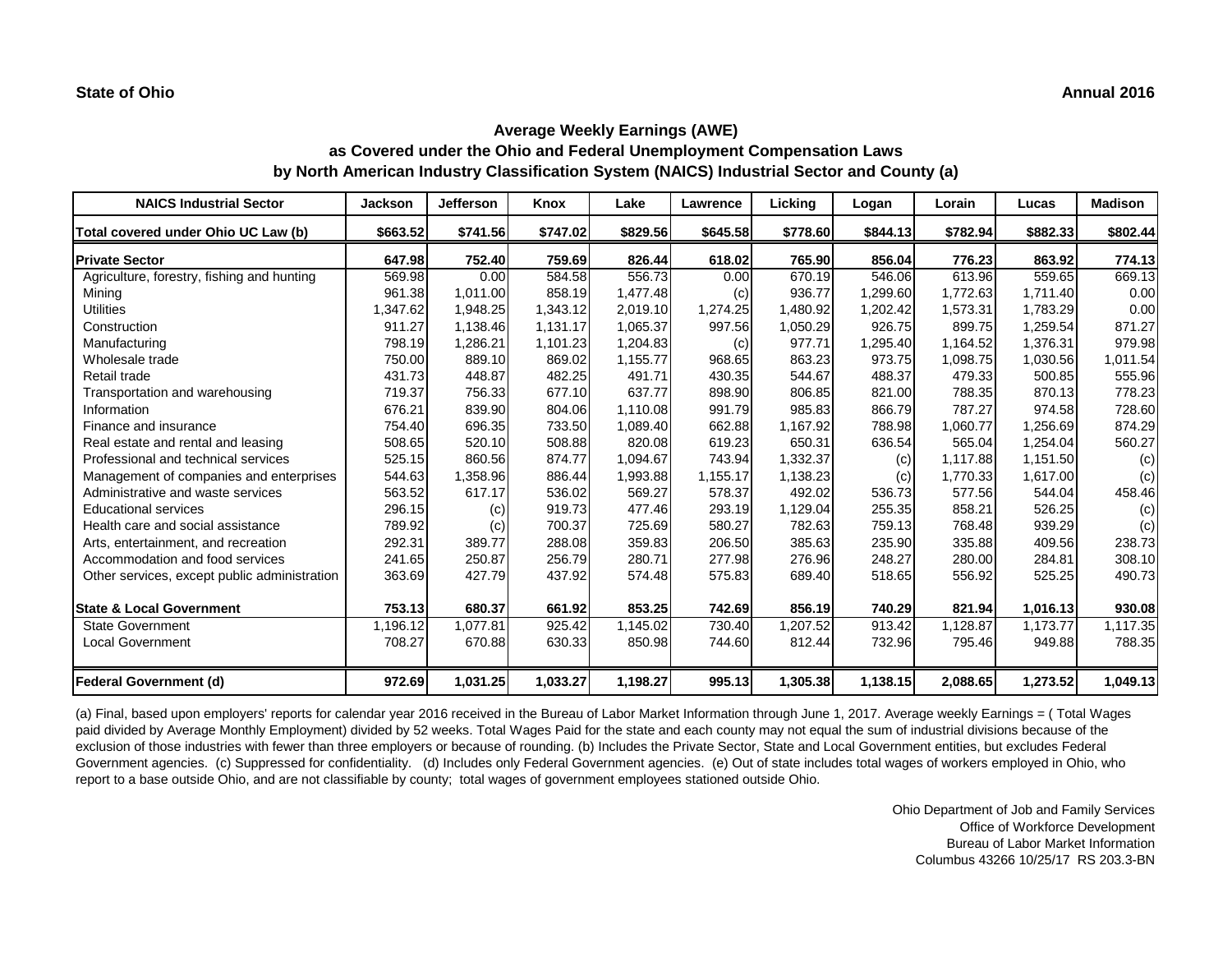**State of Ohio** **Annual 2016**

## Average Weekly Earnings (AWE)
## as Covered under the Ohio and Federal Unemployment Compensation Laws
## by North American Industry Classification System (NAICS) Industrial Sector and County (a)

| NAICS Industrial Sector | Jackson | Jefferson | Knox | Lake | Lawrence | Licking | Logan | Lorain | Lucas | Madison |
|---|---|---|---|---|---|---|---|---|---|---|
| **Total covered under Ohio UC Law (b)** | **$663.52** | **$741.56** | **$747.02** | **$829.56** | **$645.58** | **$778.60** | **$844.13** | **$782.94** | **$882.33** | **$802.44** |
| **Private Sector** | **647.98** | **752.40** | **759.69** | **826.44** | **618.02** | **765.90** | **856.04** | **776.23** | **863.92** | **774.13** |
| Agriculture, forestry, fishing and hunting | 569.98 | 0.00 | 584.58 | 556.73 | 0.00 | 670.19 | 546.06 | 613.96 | 559.65 | 669.13 |
| Mining | 961.38 | 1,011.00 | 858.19 | 1,477.48 | (c) | 936.77 | 1,299.60 | 1,772.63 | 1,711.40 | 0.00 |
| Utilities | 1,347.62 | 1,948.25 | 1,343.12 | 2,019.10 | 1,274.25 | 1,480.92 | 1,202.42 | 1,573.31 | 1,783.29 | 0.00 |
| Construction | 911.27 | 1,138.46 | 1,131.17 | 1,065.37 | 997.56 | 1,050.29 | 926.75 | 899.75 | 1,259.54 | 871.27 |
| Manufacturing | 798.19 | 1,286.21 | 1,101.23 | 1,204.83 | (c) | 977.71 | 1,295.40 | 1,164.52 | 1,376.31 | 979.98 |
| Wholesale trade | 750.00 | 889.10 | 869.02 | 1,155.77 | 968.65 | 863.23 | 973.75 | 1,098.75 | 1,030.56 | 1,011.54 |
| Retail trade | 431.73 | 448.87 | 482.25 | 491.71 | 430.35 | 544.67 | 488.37 | 479.33 | 500.85 | 555.96 |
| Transportation and warehousing | 719.37 | 756.33 | 677.10 | 637.77 | 898.90 | 806.85 | 821.00 | 788.35 | 870.13 | 778.23 |
| Information | 676.21 | 839.90 | 804.06 | 1,110.08 | 991.79 | 985.83 | 866.79 | 787.27 | 974.58 | 728.60 |
| Finance and insurance | 754.40 | 696.35 | 733.50 | 1,089.40 | 662.88 | 1,167.92 | 788.98 | 1,060.77 | 1,256.69 | 874.29 |
| Real estate and rental and leasing | 508.65 | 520.10 | 508.88 | 820.08 | 619.23 | 650.31 | 636.54 | 565.04 | 1,254.04 | 560.27 |
| Professional and technical services | 525.15 | 860.56 | 874.77 | 1,094.67 | 743.94 | 1,332.37 | (c) | 1,117.88 | 1,151.50 | (c) |
| Management of companies and enterprises | 544.63 | 1,358.96 | 886.44 | 1,993.88 | 1,155.17 | 1,138.23 | (c) | 1,770.33 | 1,617.00 | (c) |
| Administrative and waste services | 563.52 | 617.17 | 536.02 | 569.27 | 578.37 | 492.02 | 536.73 | 577.56 | 544.04 | 458.46 |
| Educational services | 296.15 | (c) | 919.73 | 477.46 | 293.19 | 1,129.04 | 255.35 | 858.21 | 526.25 | (c) |
| Health care and social assistance | 789.92 | (c) | 700.37 | 725.69 | 580.27 | 782.63 | 759.13 | 768.48 | 939.29 | (c) |
| Arts, entertainment, and recreation | 292.31 | 389.77 | 288.08 | 359.83 | 206.50 | 385.63 | 235.90 | 335.88 | 409.56 | 238.73 |
| Accommodation and food services | 241.65 | 250.87 | 256.79 | 280.71 | 277.98 | 276.96 | 248.27 | 280.00 | 284.81 | 308.10 |
| Other services, except public administration | 363.69 | 427.79 | 437.92 | 574.48 | 575.83 | 689.40 | 518.65 | 556.92 | 525.25 | 490.73 |
| **State & Local Government** | **753.13** | **680.37** | **661.92** | **853.25** | **742.69** | **856.19** | **740.29** | **821.94** | **1,016.13** | **930.08** |
| State Government | 1,196.12 | 1,077.81 | 925.42 | 1,145.02 | 730.40 | 1,207.52 | 913.42 | 1,128.87 | 1,173.77 | 1,117.35 |
| Local Government | 708.27 | 670.88 | 630.33 | 850.98 | 744.60 | 812.44 | 732.96 | 795.46 | 949.88 | 788.35 |
| **Federal Government (d)** | **972.69** | **1,031.25** | **1,033.27** | **1,198.27** | **995.13** | **1,305.38** | **1,138.15** | **2,088.65** | **1,273.52** | **1,049.13** |

(a) Final, based upon employers' reports for calendar year 2016 received in the Bureau of Labor Market Information through June 1, 2017. Average weekly Earnings = ( Total Wages paid divided by Average Monthly Employment) divided by 52 weeks. Total Wages Paid for the state and each county may not equal the sum of industrial divisions because of the exclusion of those industries with fewer than three employers or because of rounding. (b) Includes the Private Sector, State and Local Government entities, but excludes Federal Government agencies. (c) Suppressed for confidentiality. (d) Includes only Federal Government agencies. (e) Out of state includes total wages of workers employed in Ohio, who report to a base outside Ohio, and are not classifiable by county; total wages of government employees stationed outside Ohio.

Ohio Department of Job and Family Services
Office of Workforce Development
Bureau of Labor Market Information
Columbus 43266 10/25/17 RS 203.3-BN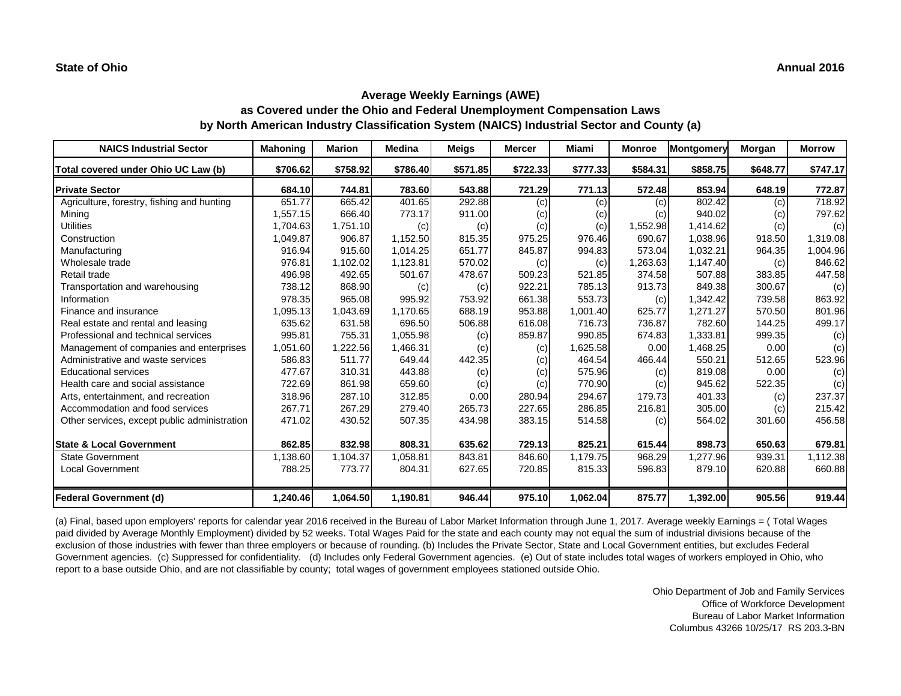**State of Ohio** **Annual 2016**

## Average Weekly Earnings (AWE)
## as Covered under the Ohio and Federal Unemployment Compensation Laws
## by North American Industry Classification System (NAICS) Industrial Sector and County (a)

| NAICS Industrial Sector | Mahoning | Marion | Medina | Meigs | Mercer | Miami | Monroe | Montgomery | Morgan | Morrow |
|---|---|---|---|---|---|---|---|---|---|---|
| **Total covered under Ohio UC Law (b)** | **$706.62** | **$758.92** | **$786.40** | **$571.85** | **$722.33** | **$777.33** | **$584.31** | **$858.75** | **$648.77** | **$747.17** |
| **Private Sector** | **684.10** | **744.81** | **783.60** | **543.88** | **721.29** | **771.13** | **572.48** | **853.94** | **648.19** | **772.87** |
| Agriculture, forestry, fishing and hunting | 651.77 | 665.42 | 401.65 | 292.88 | (c) | (c) | (c) | 802.42 | (c) | 718.92 |
| Mining | 1,557.15 | 666.40 | 773.17 | 911.00 | (c) | (c) | (c) | 940.02 | (c) | 797.62 |
| Utilities | 1,704.63 | 1,751.10 | (c) | (c) | (c) | (c) | 1,552.98 | 1,414.62 | (c) | (c) |
| Construction | 1,049.87 | 906.87 | 1,152.50 | 815.35 | 975.25 | 976.46 | 690.67 | 1,038.96 | 918.50 | 1,319.08 |
| Manufacturing | 916.94 | 915.60 | 1,014.25 | 651.77 | 845.87 | 994.83 | 573.04 | 1,032.21 | 964.35 | 1,004.96 |
| Wholesale trade | 976.81 | 1,102.02 | 1,123.81 | 570.02 | (c) | (c) | 1,263.63 | 1,147.40 | (c) | 846.62 |
| Retail trade | 496.98 | 492.65 | 501.67 | 478.67 | 509.23 | 521.85 | 374.58 | 507.88 | 383.85 | 447.58 |
| Transportation and warehousing | 738.12 | 868.90 | (c) | (c) | 922.21 | 785.13 | 913.73 | 849.38 | 300.67 | (c) |
| Information | 978.35 | 965.08 | 995.92 | 753.92 | 661.38 | 553.73 | (c) | 1,342.42 | 739.58 | 863.92 |
| Finance and insurance | 1,095.13 | 1,043.69 | 1,170.65 | 688.19 | 953.88 | 1,001.40 | 625.77 | 1,271.27 | 570.50 | 801.96 |
| Real estate and rental and leasing | 635.62 | 631.58 | 696.50 | 506.88 | 616.08 | 716.73 | 736.87 | 782.60 | 144.25 | 499.17 |
| Professional and technical services | 995.81 | 755.31 | 1,055.98 | (c) | 859.87 | 990.85 | 674.83 | 1,333.81 | 999.35 | (c) |
| Management of companies and enterprises | 1,051.60 | 1,222.56 | 1,466.31 | (c) | (c) | 1,625.58 | 0.00 | 1,468.25 | 0.00 | (c) |
| Administrative and waste services | 586.83 | 511.77 | 649.44 | 442.35 | (c) | 464.54 | 466.44 | 550.21 | 512.65 | 523.96 |
| Educational services | 477.67 | 310.31 | 443.88 | (c) | (c) | 575.96 | (c) | 819.08 | 0.00 | (c) |
| Health care and social assistance | 722.69 | 861.98 | 659.60 | (c) | (c) | 770.90 | (c) | 945.62 | 522.35 | (c) |
| Arts, entertainment, and recreation | 318.96 | 287.10 | 312.85 | 0.00 | 280.94 | 294.67 | 179.73 | 401.33 | (c) | 237.37 |
| Accommodation and food services | 267.71 | 267.29 | 279.40 | 265.73 | 227.65 | 286.85 | 216.81 | 305.00 | (c) | 215.42 |
| Other services, except public administration | 471.02 | 430.52 | 507.35 | 434.98 | 383.15 | 514.58 | (c) | 564.02 | 301.60 | 456.58 |
| **State & Local Government** | **862.85** | **832.98** | **808.31** | **635.62** | **729.13** | **825.21** | **615.44** | **898.73** | **650.63** | **679.81** |
| State Government | 1,138.60 | 1,104.37 | 1,058.81 | 843.81 | 846.60 | 1,179.75 | 968.29 | 1,277.96 | 939.31 | 1,112.38 |
| Local Government | 788.25 | 773.77 | 804.31 | 627.65 | 720.85 | 815.33 | 596.83 | 879.10 | 620.88 | 660.88 |
| **Federal Government (d)** | **1,240.46** | **1,064.50** | **1,190.81** | **946.44** | **975.10** | **1,062.04** | **875.77** | **1,392.00** | **905.56** | **919.44** |

(a) Final, based upon employers' reports for calendar year 2016 received in the Bureau of Labor Market Information through June 1, 2017. Average weekly Earnings = ( Total Wages paid divided by Average Monthly Employment) divided by 52 weeks. Total Wages Paid for the state and each county may not equal the sum of industrial divisions because of the exclusion of those industries with fewer than three employers or because of rounding. (b) Includes the Private Sector, State and Local Government entities, but excludes Federal Government agencies. (c) Suppressed for confidentiality. (d) Includes only Federal Government agencies. (e) Out of state includes total wages of workers employed in Ohio, who report to a base outside Ohio, and are not classifiable by county; total wages of government employees stationed outside Ohio.

Ohio Department of Job and Family Services
Office of Workforce Development
Bureau of Labor Market Information
Columbus 43266 10/25/17 RS 203.3-BN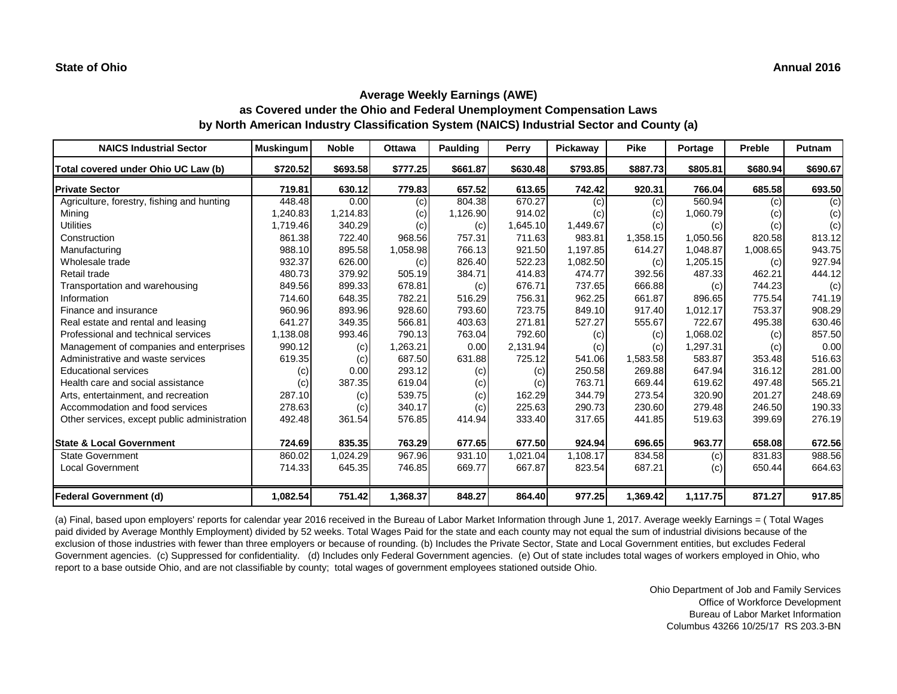**State of Ohio** **Annual 2016**

## Average Weekly Earnings (AWE)
## as Covered under the Ohio and Federal Unemployment Compensation Laws
## by North American Industry Classification System (NAICS) Industrial Sector and County (a)

| NAICS Industrial Sector | Muskingum | Noble | Ottawa | Paulding | Perry | Pickaway | Pike | Portage | Preble | Putnam |
|---|---|---|---|---|---|---|---|---|---|---|
| **Total covered under Ohio UC Law (b)** | **$720.52** | **$693.58** | **$777.25** | **$661.87** | **$630.48** | **$793.85** | **$887.73** | **$805.81** | **$680.94** | **$690.67** |
| **Private Sector** | **719.81** | **630.12** | **779.83** | **657.52** | **613.65** | **742.42** | **920.31** | **766.04** | **685.58** | **693.50** |
| Agriculture, forestry, fishing and hunting | 448.48 | 0.00 | (c) | 804.38 | 670.27 | (c) | (c) | 560.94 | (c) | (c) |
| Mining | 1,240.83 | 1,214.83 | (c) | 1,126.90 | 914.02 | (c) | (c) | 1,060.79 | (c) | (c) |
| Utilities | 1,719.46 | 340.29 | (c) | (c) | 1,645.10 | 1,449.67 | (c) | (c) | (c) | (c) |
| Construction | 861.38 | 722.40 | 968.56 | 757.31 | 711.63 | 983.81 | 1,358.15 | 1,050.56 | 820.58 | 813.12 |
| Manufacturing | 988.10 | 895.58 | 1,058.98 | 766.13 | 921.50 | 1,197.85 | 614.27 | 1,048.87 | 1,008.65 | 943.75 |
| Wholesale trade | 932.37 | 626.00 | (c) | 826.40 | 522.23 | 1,082.50 | (c) | 1,205.15 | (c) | 927.94 |
| Retail trade | 480.73 | 379.92 | 505.19 | 384.71 | 414.83 | 474.77 | 392.56 | 487.33 | 462.21 | 444.12 |
| Transportation and warehousing | 849.56 | 899.33 | 678.81 | (c) | 676.71 | 737.65 | 666.88 | (c) | 744.23 | (c) |
| Information | 714.60 | 648.35 | 782.21 | 516.29 | 756.31 | 962.25 | 661.87 | 896.65 | 775.54 | 741.19 |
| Finance and insurance | 960.96 | 893.96 | 928.60 | 793.60 | 723.75 | 849.10 | 917.40 | 1,012.17 | 753.37 | 908.29 |
| Real estate and rental and leasing | 641.27 | 349.35 | 566.81 | 403.63 | 271.81 | 527.27 | 555.67 | 722.67 | 495.38 | 630.46 |
| Professional and technical services | 1,138.08 | 993.46 | 790.13 | 763.04 | 792.60 | (c) | (c) | 1,068.02 | (c) | 857.50 |
| Management of companies and enterprises | 990.12 | (c) | 1,263.21 | 0.00 | 2,131.94 | (c) | (c) | 1,297.31 | (c) | 0.00 |
| Administrative and waste services | 619.35 | (c) | 687.50 | 631.88 | 725.12 | 541.06 | 1,583.58 | 583.87 | 353.48 | 516.63 |
| Educational services | (c) | 0.00 | 293.12 | (c) | (c) | 250.58 | 269.88 | 647.94 | 316.12 | 281.00 |
| Health care and social assistance | (c) | 387.35 | 619.04 | (c) | (c) | 763.71 | 669.44 | 619.62 | 497.48 | 565.21 |
| Arts, entertainment, and recreation | 287.10 | (c) | 539.75 | (c) | 162.29 | 344.79 | 273.54 | 320.90 | 201.27 | 248.69 |
| Accommodation and food services | 278.63 | (c) | 340.17 | (c) | 225.63 | 290.73 | 230.60 | 279.48 | 246.50 | 190.33 |
| Other services, except public administration | 492.48 | 361.54 | 576.85 | 414.94 | 333.40 | 317.65 | 441.85 | 519.63 | 399.69 | 276.19 |
| **State & Local Government** | **724.69** | **835.35** | **763.29** | **677.65** | **677.50** | **924.94** | **696.65** | **963.77** | **658.08** | **672.56** |
| State Government | 860.02 | 1,024.29 | 967.96 | 931.10 | 1,021.04 | 1,108.17 | 834.58 | (c) | 831.83 | 988.56 |
| Local Government | 714.33 | 645.35 | 746.85 | 669.77 | 667.87 | 823.54 | 687.21 | (c) | 650.44 | 664.63 |
| **Federal Government (d)** | **1,082.54** | **751.42** | **1,368.37** | **848.27** | **864.40** | **977.25** | **1,369.42** | **1,117.75** | **871.27** | **917.85** |

(a) Final, based upon employers' reports for calendar year 2016 received in the Bureau of Labor Market Information through June 1, 2017. Average weekly Earnings = ( Total Wages paid divided by Average Monthly Employment) divided by 52 weeks. Total Wages Paid for the state and each county may not equal the sum of industrial divisions because of the exclusion of those industries with fewer than three employers or because of rounding. (b) Includes the Private Sector, State and Local Government entities, but excludes Federal Government agencies. (c) Suppressed for confidentiality. (d) Includes only Federal Government agencies. (e) Out of state includes total wages of workers employed in Ohio, who report to a base outside Ohio, and are not classifiable by county; total wages of government employees stationed outside Ohio.

Ohio Department of Job and Family Services
Office of Workforce Development
Bureau of Labor Market Information
Columbus 43266 10/25/17 RS 203.3-BN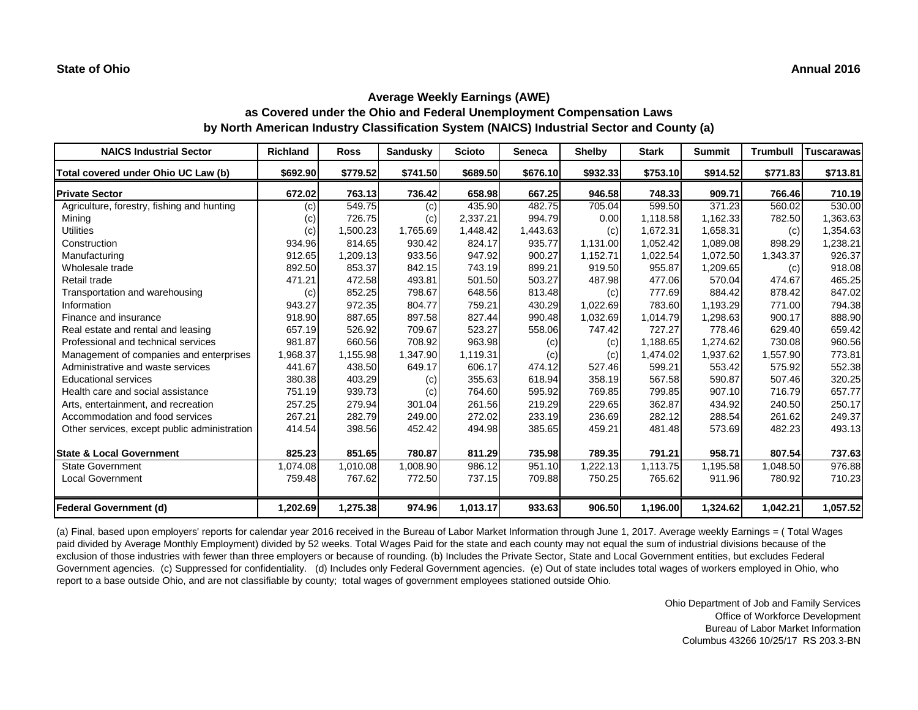**State of Ohio** **Annual 2016**

## Average Weekly Earnings (AWE)
## as Covered under the Ohio and Federal Unemployment Compensation Laws
## by North American Industry Classification System (NAICS) Industrial Sector and County (a)

| NAICS Industrial Sector | Richland | Ross | Sandusky | Scioto | Seneca | Shelby | Stark | Summit | Trumbull | Tuscarawas |
|---|---|---|---|---|---|---|---|---|---|---|
| **Total covered under Ohio UC Law (b)** | **$692.90** | **$779.52** | **$741.50** | **$689.50** | **$676.10** | **$932.33** | **$753.10** | **$914.52** | **$771.83** | **$713.81** |
| **Private Sector** | **672.02** | **763.13** | **736.42** | **658.98** | **667.25** | **946.58** | **748.33** | **909.71** | **766.46** | **710.19** |
| Agriculture, forestry, fishing and hunting | (c) | 549.75 | (c) | 435.90 | 482.75 | 705.04 | 599.50 | 371.23 | 560.02 | 530.00 |
| Mining | (c) | 726.75 | (c) | 2,337.21 | 994.79 | 0.00 | 1,118.58 | 1,162.33 | 782.50 | 1,363.63 |
| Utilities | (c) | 1,500.23 | 1,765.69 | 1,448.42 | 1,443.63 | (c) | 1,672.31 | 1,658.31 | (c) | 1,354.63 |
| Construction | 934.96 | 814.65 | 930.42 | 824.17 | 935.77 | 1,131.00 | 1,052.42 | 1,089.08 | 898.29 | 1,238.21 |
| Manufacturing | 912.65 | 1,209.13 | 933.56 | 947.92 | 900.27 | 1,152.71 | 1,022.54 | 1,072.50 | 1,343.37 | 926.37 |
| Wholesale trade | 892.50 | 853.37 | 842.15 | 743.19 | 899.21 | 919.50 | 955.87 | 1,209.65 | (c) | 918.08 |
| Retail trade | 471.21 | 472.58 | 493.81 | 501.50 | 503.27 | 487.98 | 477.06 | 570.04 | 474.67 | 465.25 |
| Transportation and warehousing | (c) | 852.25 | 798.67 | 648.56 | 813.48 | (c) | 777.69 | 884.42 | 878.42 | 847.02 |
| Information | 943.27 | 972.35 | 804.77 | 759.21 | 430.29 | 1,022.69 | 783.60 | 1,193.29 | 771.00 | 794.38 |
| Finance and insurance | 918.90 | 887.65 | 897.58 | 827.44 | 990.48 | 1,032.69 | 1,014.79 | 1,298.63 | 900.17 | 888.90 |
| Real estate and rental and leasing | 657.19 | 526.92 | 709.67 | 523.27 | 558.06 | 747.42 | 727.27 | 778.46 | 629.40 | 659.42 |
| Professional and technical services | 981.87 | 660.56 | 708.92 | 963.98 | (c) | (c) | 1,188.65 | 1,274.62 | 730.08 | 960.56 |
| Management of companies and enterprises | 1,968.37 | 1,155.98 | 1,347.90 | 1,119.31 | (c) | (c) | 1,474.02 | 1,937.62 | 1,557.90 | 773.81 |
| Administrative and waste services | 441.67 | 438.50 | 649.17 | 606.17 | 474.12 | 527.46 | 599.21 | 553.42 | 575.92 | 552.38 |
| Educational services | 380.38 | 403.29 | (c) | 355.63 | 618.94 | 358.19 | 567.58 | 590.87 | 507.46 | 320.25 |
| Health care and social assistance | 751.19 | 939.73 | (c) | 764.60 | 595.92 | 769.85 | 799.85 | 907.10 | 716.79 | 657.77 |
| Arts, entertainment, and recreation | 257.25 | 279.94 | 301.04 | 261.56 | 219.29 | 229.65 | 362.87 | 434.92 | 240.50 | 250.17 |
| Accommodation and food services | 267.21 | 282.79 | 249.00 | 272.02 | 233.19 | 236.69 | 282.12 | 288.54 | 261.62 | 249.37 |
| Other services, except public administration | 414.54 | 398.56 | 452.42 | 494.98 | 385.65 | 459.21 | 481.48 | 573.69 | 482.23 | 493.13 |
| **State & Local Government** | **825.23** | **851.65** | **780.87** | **811.29** | **735.98** | **789.35** | **791.21** | **958.71** | **807.54** | **737.63** |
| State Government | 1,074.08 | 1,010.08 | 1,008.90 | 986.12 | 951.10 | 1,222.13 | 1,113.75 | 1,195.58 | 1,048.50 | 976.88 |
| Local Government | 759.48 | 767.62 | 772.50 | 737.15 | 709.88 | 750.25 | 765.62 | 911.96 | 780.92 | 710.23 |
| **Federal Government (d)** | **1,202.69** | **1,275.38** | **974.96** | **1,013.17** | **933.63** | **906.50** | **1,196.00** | **1,324.62** | **1,042.21** | **1,057.52** |

(a) Final, based upon employers' reports for calendar year 2016 received in the Bureau of Labor Market Information through June 1, 2017. Average weekly Earnings = ( Total Wages paid divided by Average Monthly Employment) divided by 52 weeks. Total Wages Paid for the state and each county may not equal the sum of industrial divisions because of the exclusion of those industries with fewer than three employers or because of rounding. (b) Includes the Private Sector, State and Local Government entities, but excludes Federal Government agencies. (c) Suppressed for confidentiality. (d) Includes only Federal Government agencies. (e) Out of state includes total wages of workers employed in Ohio, who report to a base outside Ohio, and are not classifiable by county; total wages of government employees stationed outside Ohio.

Ohio Department of Job and Family Services
Office of Workforce Development
Bureau of Labor Market Information
Columbus 43266 10/25/17 RS 203.3-BN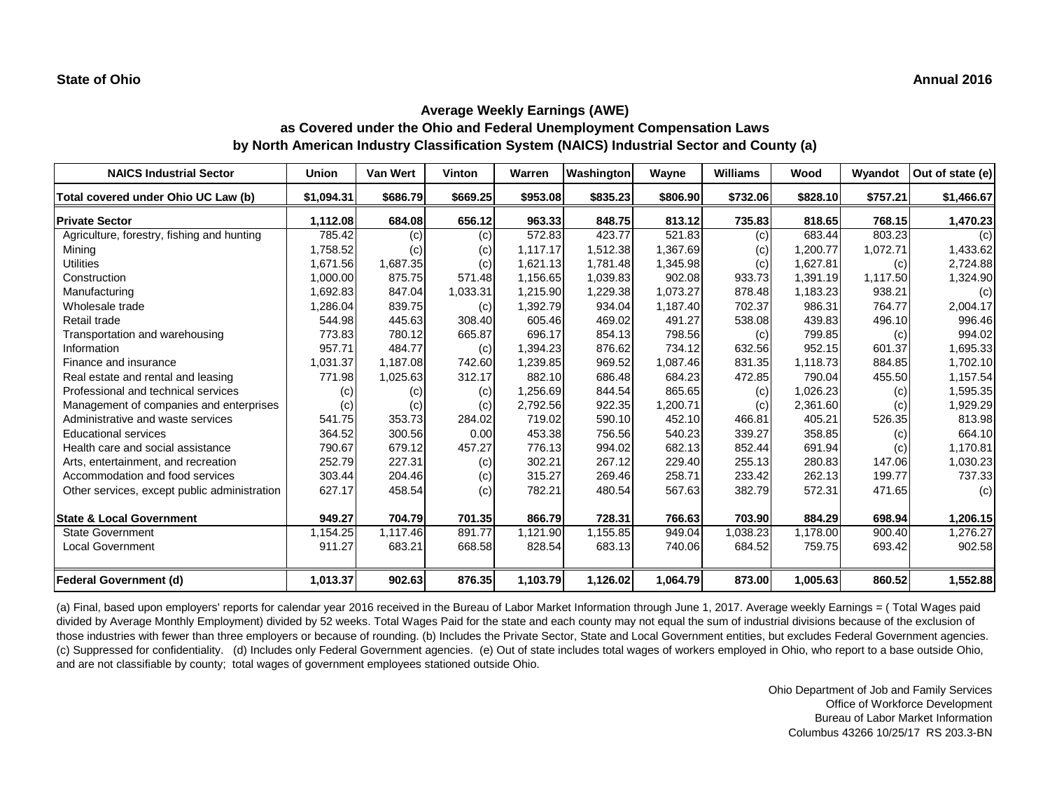**State of Ohio** **Annual 2016**

## Average Weekly Earnings (AWE)
## as Covered under the Ohio and Federal Unemployment Compensation Laws
## by North American Industry Classification System (NAICS) Industrial Sector and County (a)

| NAICS Industrial Sector | Union | Van Wert | Vinton | Warren | Washington | Wayne | Williams | Wood | Wyandot | Out of state (e) |
|---|---|---|---|---|---|---|---|---|---|---|
| **Total covered under Ohio UC Law (b)** | **$1,094.31** | **$686.79** | **$669.25** | **$953.08** | **$835.23** | **$806.90** | **$732.06** | **$828.10** | **$757.21** | **$1,466.67** |
| **Private Sector** | **1,112.08** | **684.08** | **656.12** | **963.33** | **848.75** | **813.12** | **735.83** | **818.65** | **768.15** | **1,470.23** |
| Agriculture, forestry, fishing and hunting | 785.42 | (c) | (c) | 572.83 | 423.77 | 521.83 | (c) | 683.44 | 803.23 | (c) |
| Mining | 1,758.52 | (c) | (c) | 1,117.17 | 1,512.38 | 1,367.69 | (c) | 1,200.77 | 1,072.71 | 1,433.62 |
| Utilities | 1,671.56 | 1,687.35 | (c) | 1,621.13 | 1,781.48 | 1,345.98 | (c) | 1,627.81 | (c) | 2,724.88 |
| Construction | 1,000.00 | 875.75 | 571.48 | 1,156.65 | 1,039.83 | 902.08 | 933.73 | 1,391.19 | 1,117.50 | 1,324.90 |
| Manufacturing | 1,692.83 | 847.04 | 1,033.31 | 1,215.90 | 1,229.38 | 1,073.27 | 878.48 | 1,183.23 | 938.21 | (c) |
| Wholesale trade | 1,286.04 | 839.75 | (c) | 1,392.79 | 934.04 | 1,187.40 | 702.37 | 986.31 | 764.77 | 2,004.17 |
| Retail trade | 544.98 | 445.63 | 308.40 | 605.46 | 469.02 | 491.27 | 538.08 | 439.83 | 496.10 | 996.46 |
| Transportation and warehousing | 773.83 | 780.12 | 665.87 | 696.17 | 854.13 | 798.56 | (c) | 799.85 | (c) | 994.02 |
| Information | 957.71 | 484.77 | (c) | 1,394.23 | 876.62 | 734.12 | 632.56 | 952.15 | 601.37 | 1,695.33 |
| Finance and insurance | 1,031.37 | 1,187.08 | 742.60 | 1,239.85 | 969.52 | 1,087.46 | 831.35 | 1,118.73 | 884.85 | 1,702.10 |
| Real estate and rental and leasing | 771.98 | 1,025.63 | 312.17 | 882.10 | 686.48 | 684.23 | 472.85 | 790.04 | 455.50 | 1,157.54 |
| Professional and technical services | (c) | (c) | (c) | 1,256.69 | 844.54 | 865.65 | (c) | 1,026.23 | (c) | 1,595.35 |
| Management of companies and enterprises | (c) | (c) | (c) | 2,792.56 | 922.35 | 1,200.71 | (c) | 2,361.60 | (c) | 1,929.29 |
| Administrative and waste services | 541.75 | 353.73 | 284.02 | 719.02 | 590.10 | 452.10 | 466.81 | 405.21 | 526.35 | 813.98 |
| Educational services | 364.52 | 300.56 | 0.00 | 453.38 | 756.56 | 540.23 | 339.27 | 358.85 | (c) | 664.10 |
| Health care and social assistance | 790.67 | 679.12 | 457.27 | 776.13 | 994.02 | 682.13 | 852.44 | 691.94 | (c) | 1,170.81 |
| Arts, entertainment, and recreation | 252.79 | 227.31 | (c) | 302.21 | 267.12 | 229.40 | 255.13 | 280.83 | 147.06 | 1,030.23 |
| Accommodation and food services | 303.44 | 204.46 | (c) | 315.27 | 269.46 | 258.71 | 233.42 | 262.13 | 199.77 | 737.33 |
| Other services, except public administration | 627.17 | 458.54 | (c) | 782.21 | 480.54 | 567.63 | 382.79 | 572.31 | 471.65 | (c) |
| **State & Local Government** | **949.27** | **704.79** | **701.35** | **866.79** | **728.31** | **766.63** | **703.90** | **884.29** | **698.94** | **1,206.15** |
| State Government | 1,154.25 | 1,117.46 | 891.77 | 1,121.90 | 1,155.85 | 949.04 | 1,038.23 | 1,178.00 | 900.40 | 1,276.27 |
| Local Government | 911.27 | 683.21 | 668.58 | 828.54 | 683.13 | 740.06 | 684.52 | 759.75 | 693.42 | 902.58 |
| **Federal Government (d)** | **1,013.37** | **902.63** | **876.35** | **1,103.79** | **1,126.02** | **1,064.79** | **873.00** | **1,005.63** | **860.52** | **1,552.88** |

(a) Final, based upon employers' reports for calendar year 2016 received in the Bureau of Labor Market Information through June 1, 2017. Average weekly Earnings = ( Total Wages paid divided by Average Monthly Employment) divided by 52 weeks. Total Wages Paid for the state and each county may not equal the sum of industrial divisions because of the exclusion of those industries with fewer than three employers or because of rounding. (b) Includes the Private Sector, State and Local Government entities, but excludes Federal Government agencies. (c) Suppressed for confidentiality. (d) Includes only Federal Government agencies. (e) Out of state includes total wages of workers employed in Ohio, who report to a base outside Ohio, and are not classifiable by county; total wages of government employees stationed outside Ohio.

Ohio Department of Job and Family Services
Office of Workforce Development
Bureau of Labor Market Information
Columbus 43266 10/25/17 RS 203.3-BN